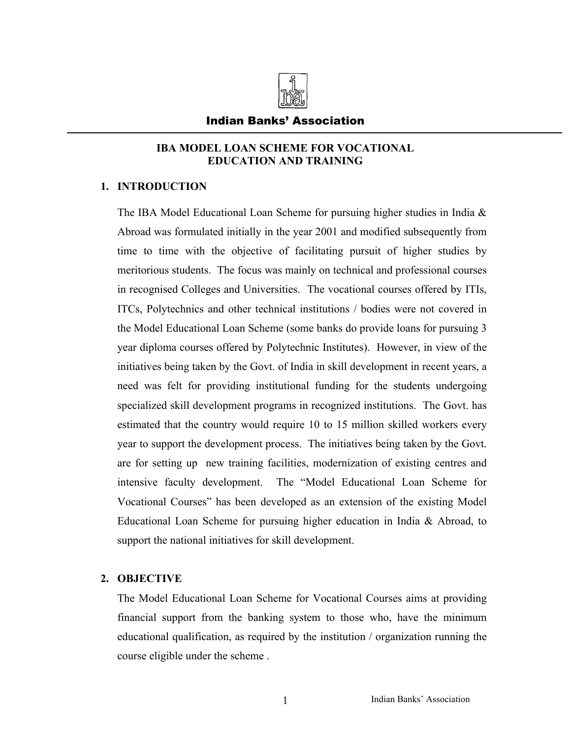Indian Banks' Association

# IBA MODEL LOAN SCHEME FOR VOCATIONAL EDUCATION AND TRAINING

## 1. INTRODUCTION

The IBA Model Educational Loan Scheme for pursuing higher studies in India & Abroad was formulated initially in the year 2001 and modified subsequently from time to time with the objective of facilitating pursuit of higher studies by meritorious students. The focus was mainly on technical and professional courses in recognised Colleges and Universities. The vocational courses offered by ITIs, ITCs, Polytechnics and other technical institutions / bodies were not covered in the Model Educational Loan Scheme (some banks do provide loans for pursuing 3 year diploma courses offered by Polytechnic Institutes). However, in view of the initiatives being taken by the Govt. of India in skill development in recent years, a need was felt for providing institutional funding for the students undergoing specialized skill development programs in recognized institutions. The Govt. has estimated that the country would require 10 to 15 million skilled workers every year to support the development process. The initiatives being taken by the Govt. are for setting up new training facilities, modernization of existing centres and intensive faculty development. The "Model Educational Loan Scheme for Vocational Courses" has been developed as an extension of the existing Model Educational Loan Scheme for pursuing higher education in India & Abroad, to support the national initiatives for skill development.

## 2. OBJECTIVE

The Model Educational Loan Scheme for Vocational Courses aims at providing financial support from the banking system to those who, have the minimum educational qualification, as required by the institution / organization running the course eligible under the scheme .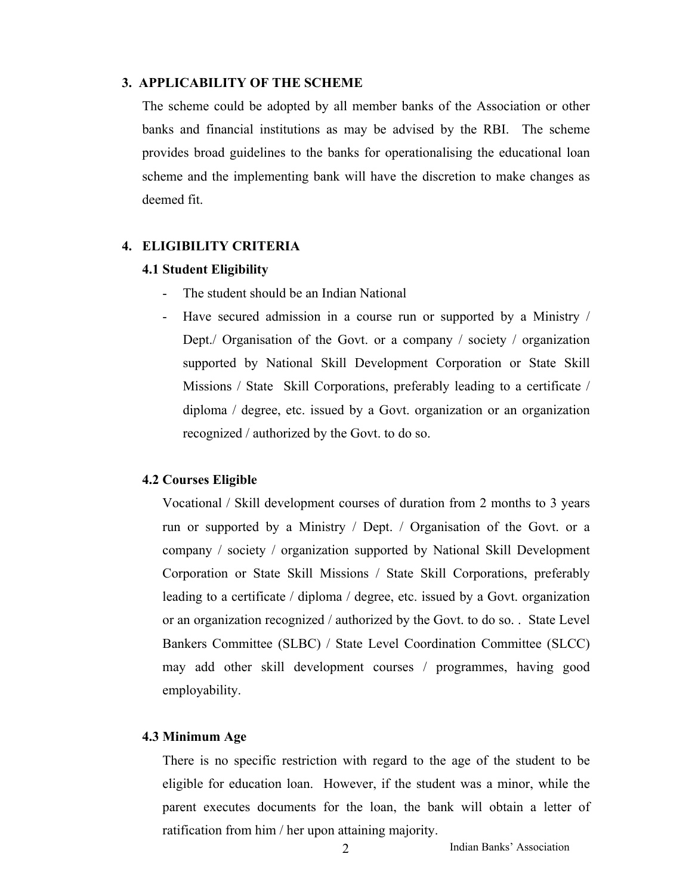## 3. APPLICABILITY OF THE SCHEME

The scheme could be adopted by all member banks of the Association or other banks and financial institutions as may be advised by the RBI. The scheme provides broad guidelines to the banks for operationalising the educational loan scheme and the implementing bank will have the discretion to make changes as deemed fit.

## 4. ELIGIBILITY CRITERIA

### 4.1 Student Eligibility

- The student should be an Indian National
- Have secured admission in a course run or supported by a Ministry / Dept./ Organisation of the Govt. or a company / society / organization supported by National Skill Development Corporation or State Skill Missions / State Skill Corporations, preferably leading to a certificate / diploma / degree, etc. issued by a Govt. organization or an organization recognized / authorized by the Govt. to do so.

### 4.2 Courses Eligible

Vocational / Skill development courses of duration from 2 months to 3 years run or supported by a Ministry / Dept. / Organisation of the Govt. or a company / society / organization supported by National Skill Development Corporation or State Skill Missions / State Skill Corporations, preferably leading to a certificate / diploma / degree, etc. issued by a Govt. organization or an organization recognized / authorized by the Govt. to do so. . State Level Bankers Committee (SLBC) / State Level Coordination Committee (SLCC) may add other skill development courses / programmes, having good employability.

### 4.3 Minimum Age

There is no specific restriction with regard to the age of the student to be eligible for education loan. However, if the student was a minor, while the parent executes documents for the loan, the bank will obtain a letter of ratification from him / her upon attaining majority.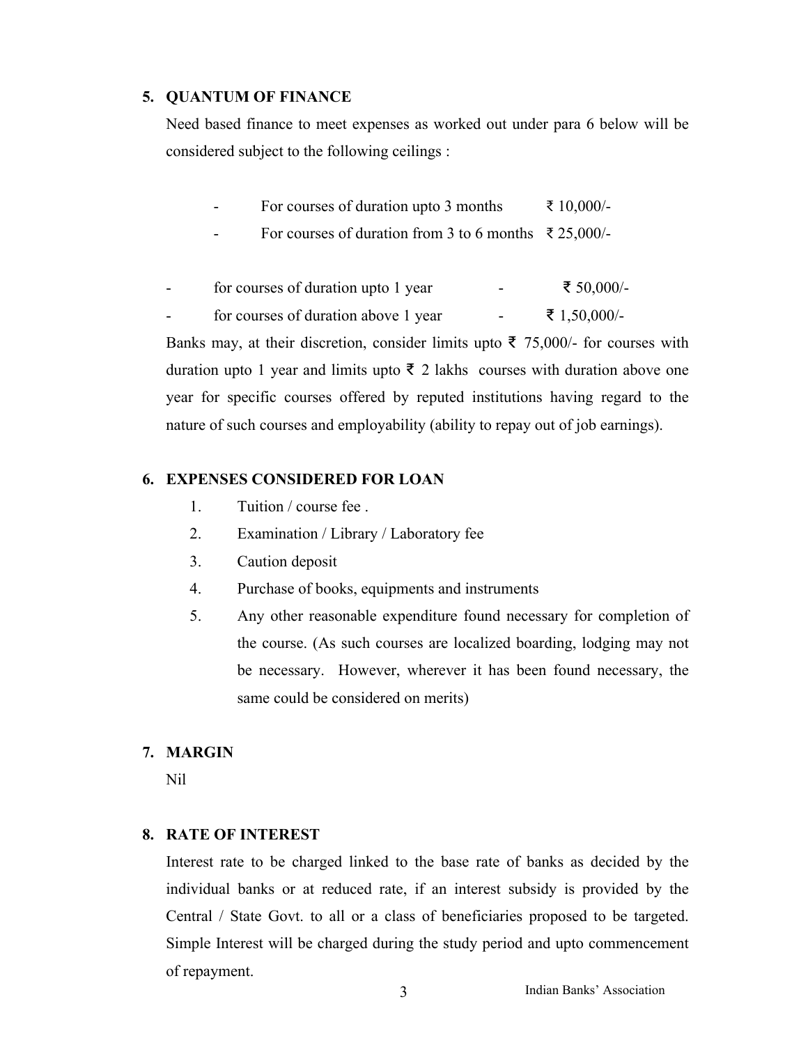## 5. QUANTUM OF FINANCE

Need based finance to meet expenses as worked out under para 6 below will be considered subject to the following ceilings :

- For courses of duration upto 3 months ₹ 10,000/-
- For courses of duration from 3 to 6 months ₹ 25,000/-

- for courses of duration upto 1 year - ₹ 50,000/-
- for courses of duration above 1 year - ₹ 1,50,000/-

Banks may, at their discretion, consider limits upto ₹ 75,000/- for courses with duration upto 1 year and limits upto ₹ 2 lakhs courses with duration above one year for specific courses offered by reputed institutions having regard to the nature of such courses and employability (ability to repay out of job earnings).

## 6. EXPENSES CONSIDERED FOR LOAN

1. Tuition / course fee .
2. Examination / Library / Laboratory fee
3. Caution deposit
4. Purchase of books, equipments and instruments
5. Any other reasonable expenditure found necessary for completion of the course. (As such courses are localized boarding, lodging may not be necessary. However, wherever it has been found necessary, the same could be considered on merits)

## 7. MARGIN

Nil

## 8. RATE OF INTEREST

Interest rate to be charged linked to the base rate of banks as decided by the individual banks or at reduced rate, if an interest subsidy is provided by the Central / State Govt. to all or a class of beneficiaries proposed to be targeted. Simple Interest will be charged during the study period and upto commencement of repayment.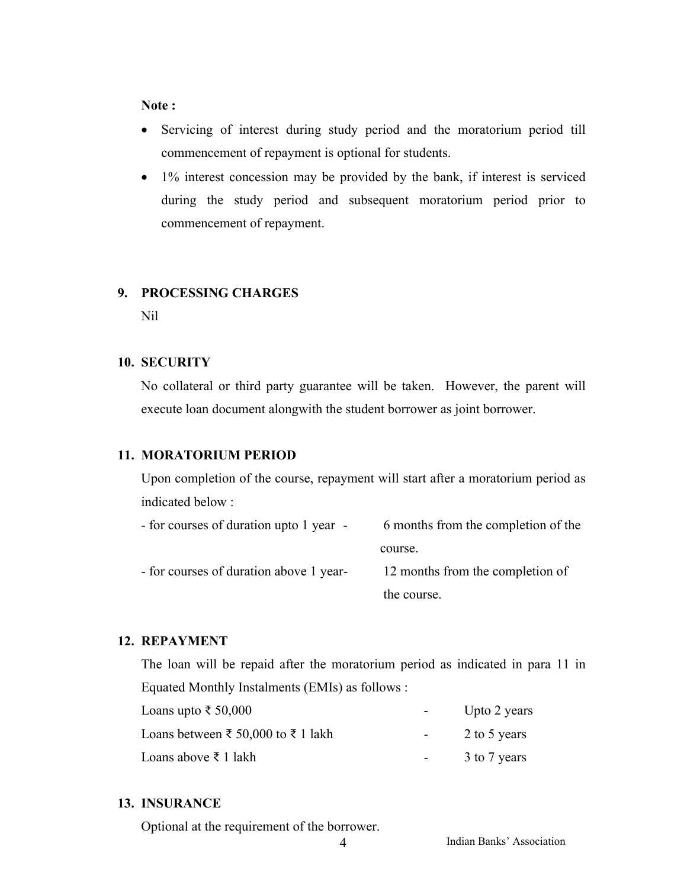**Note :**

- Servicing of interest during study period and the moratorium period till commencement of repayment is optional for students.
- 1% interest concession may be provided by the bank, if interest is serviced during the study period and subsequent moratorium period prior to commencement of repayment.

## 9. PROCESSING CHARGES

Nil

## 10. SECURITY

No collateral or third party guarantee will be taken. However, the parent will execute loan document alongwith the student borrower as joint borrower.

## 11. MORATORIUM PERIOD

Upon completion of the course, repayment will start after a moratorium period as indicated below :

| | |
|---|---|
| - for courses of duration upto 1 year - | 6 months from the completion of the course. |
| - for courses of duration above 1 year- | 12 months from the completion of the course. |

## 12. REPAYMENT

The loan will be repaid after the moratorium period as indicated in para 11 in Equated Monthly Instalments (EMIs) as follows :

| | | |
|---|---|---|
| Loans upto ₹ 50,000 | - | Upto 2 years |
| Loans between ₹ 50,000 to ₹ 1 lakh | - | 2 to 5 years |
| Loans above ₹ 1 lakh | - | 3 to 7 years |

## 13. INSURANCE

Optional at the requirement of the borrower.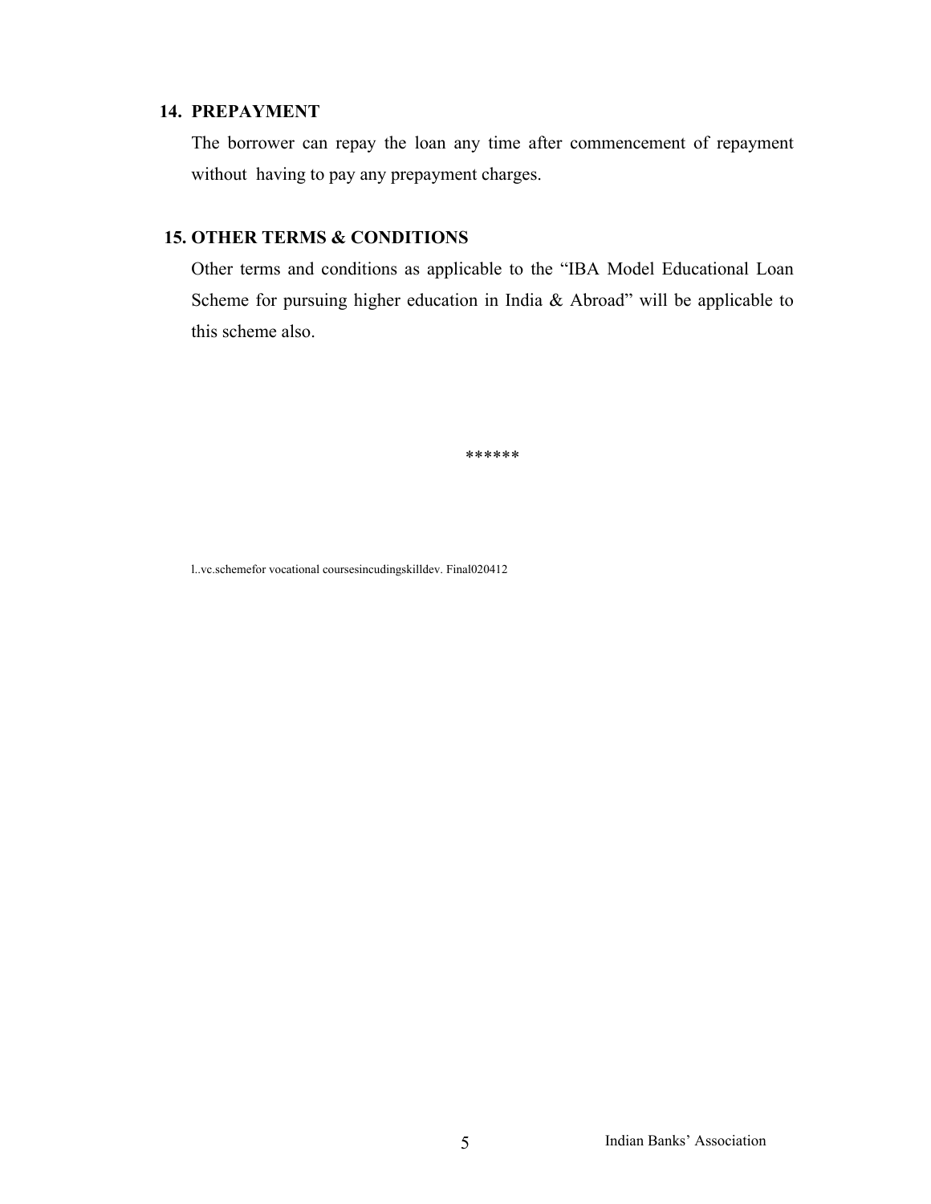**14. PREPAYMENT**

The borrower can repay the loan any time after commencement of repayment without having to pay any prepayment charges.

**15. OTHER TERMS & CONDITIONS**

Other terms and conditions as applicable to the "IBA Model Educational Loan Scheme for pursuing higher education in India & Abroad" will be applicable to this scheme also.

******

l..vc.schemefor vocational coursesincudingskilldev. Final020412